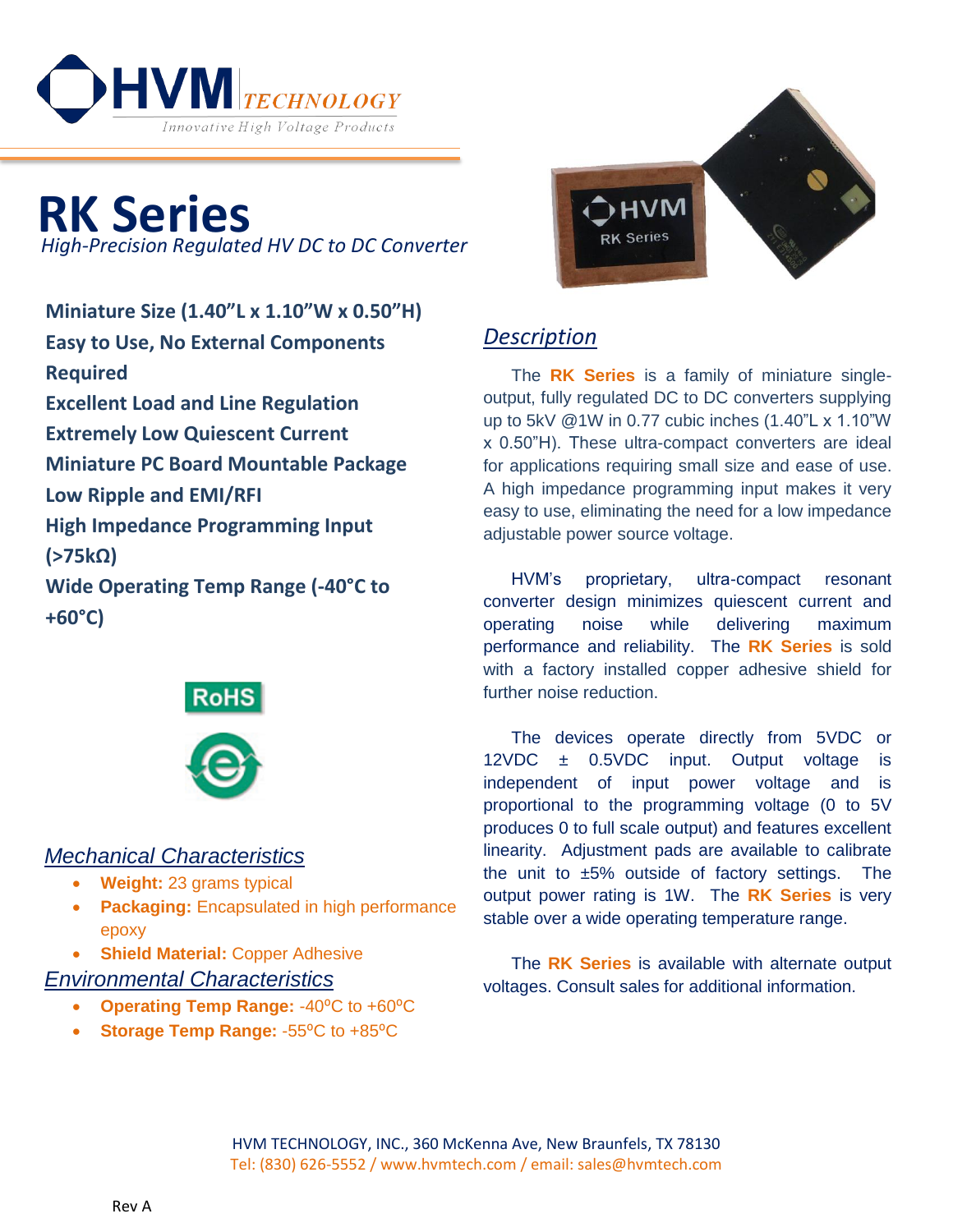HVM TECHNOLOGY
Innovative High Voltage Products

# RK Series

*High-Precision Regulated HV DC to DC Converter*

**Miniature Size (1.40"L x 1.10"W x 0.50"H)**
**Easy to Use, No External Components Required**
**Excellent Load and Line Regulation**
**Extremely Low Quiescent Current**
**Miniature PC Board Mountable Package**
**Low Ripple and EMI/RFI**
**High Impedance Programming Input (>75kΩ)**
**Wide Operating Temp Range (-40°C to +60°C)**

RoHS

## *Description*

The **RK Series** is a family of miniature single-output, fully regulated DC to DC converters supplying up to 5kV @1W in 0.77 cubic inches (1.40"L x 1.10"W x 0.50"H). These ultra-compact converters are ideal for applications requiring small size and ease of use. A high impedance programming input makes it very easy to use, eliminating the need for a low impedance adjustable power source voltage.

HVM's proprietary, ultra-compact resonant converter design minimizes quiescent current and operating noise while delivering maximum performance and reliability. The **RK Series** is sold with a factory installed copper adhesive shield for further noise reduction.

The devices operate directly from 5VDC or 12VDC ± 0.5VDC input. Output voltage is independent of input power voltage and is proportional to the programming voltage (0 to 5V produces 0 to full scale output) and features excellent linearity. Adjustment pads are available to calibrate the unit to ±5% outside of factory settings. The output power rating is 1W. The **RK Series** is very stable over a wide operating temperature range.

The **RK Series** is available with alternate output voltages. Consult sales for additional information.

## *Mechanical Characteristics*

- **Weight:** 23 grams typical
- **Packaging:** Encapsulated in high performance epoxy
- **Shield Material:** Copper Adhesive

## *Environmental Characteristics*

- **Operating Temp Range:** -40°C to +60°C
- **Storage Temp Range:** -55°C to +85°C

HVM TECHNOLOGY, INC., 360 McKenna Ave, New Braunfels, TX 78130
Tel: (830) 626-5552 / www.hvmtech.com / email: sales@hvmtech.com

Rev A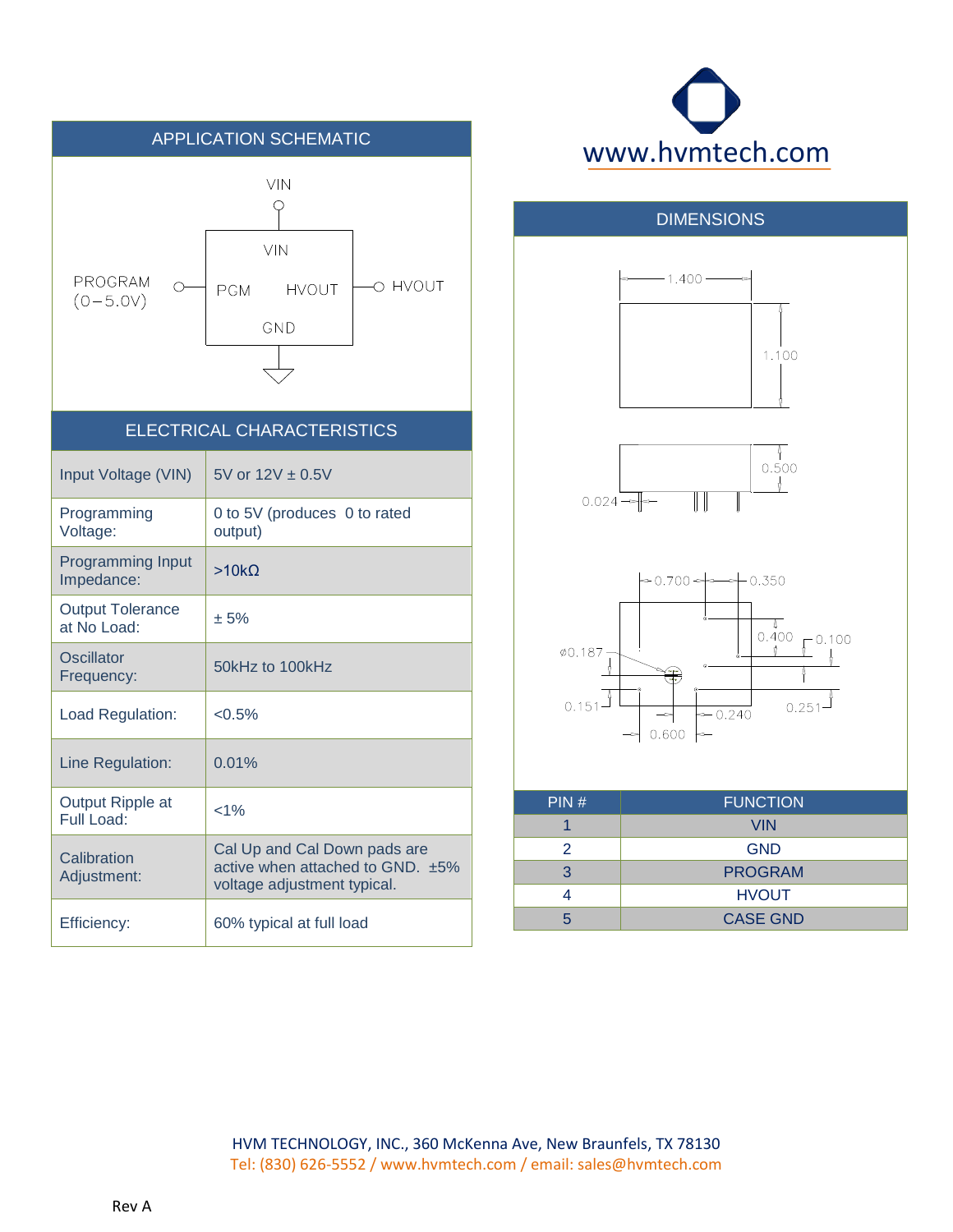## APPLICATION SCHEMATIC

VIN

VIN

PROGRAM (0–5.0V) PGM HVOUT HVOUT

GND

www.hvmtech.com

## DIMENSIONS

1.400

1.100

0.500

0.024

0.700 0.350

0.400 0.100

ø0.187

0.151 0.240 0.251

0.600

## ELECTRICAL CHARACTERISTICS

| Parameter | Value |
|---|---|
| Input Voltage (VIN) | 5V or 12V ± 0.5V |
| Programming Voltage: | 0 to 5V (produces 0 to rated output) |
| Programming Input Impedance: | >10kΩ |
| Output Tolerance at No Load: | ± 5% |
| Oscillator Frequency: | 50kHz to 100kHz |
| Load Regulation: | <0.5% |
| Line Regulation: | 0.01% |
| Output Ripple at Full Load: | <1% |
| Calibration Adjustment: | Cal Up and Cal Down pads are active when attached to GND. ±5% voltage adjustment typical. |
| Efficiency: | 60% typical at full load |

| PIN # | FUNCTION |
|---|---|
| 1 | VIN |
| 2 | GND |
| 3 | PROGRAM |
| 4 | HVOUT |
| 5 | CASE GND |

HVM TECHNOLOGY, INC., 360 McKenna Ave, New Braunfels, TX 78130
Tel: (830) 626-5552 / www.hvmtech.com / email: sales@hvmtech.com

Rev A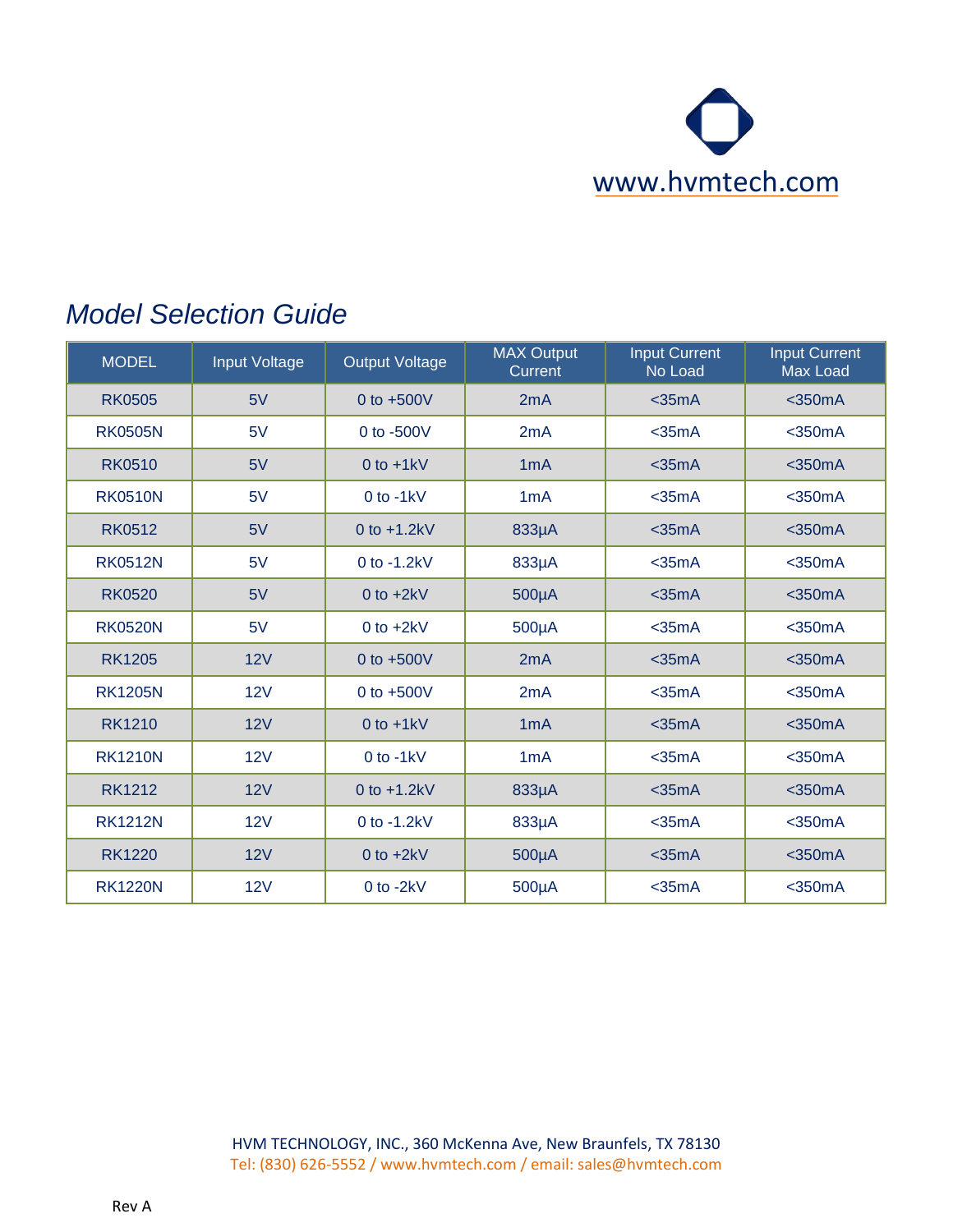www.hvmtech.com

## *Model Selection Guide*

| MODEL | Input Voltage | Output Voltage | MAX Output Current | Input Current No Load | Input Current Max Load |
|---|---|---|---|---|---|
| RK0505 | 5V | 0 to +500V | 2mA | <35mA | <350mA |
| RK0505N | 5V | 0 to -500V | 2mA | <35mA | <350mA |
| RK0510 | 5V | 0 to +1kV | 1mA | <35mA | <350mA |
| RK0510N | 5V | 0 to -1kV | 1mA | <35mA | <350mA |
| RK0512 | 5V | 0 to +1.2kV | 833µA | <35mA | <350mA |
| RK0512N | 5V | 0 to -1.2kV | 833µA | <35mA | <350mA |
| RK0520 | 5V | 0 to +2kV | 500µA | <35mA | <350mA |
| RK0520N | 5V | 0 to +2kV | 500µA | <35mA | <350mA |
| RK1205 | 12V | 0 to +500V | 2mA | <35mA | <350mA |
| RK1205N | 12V | 0 to +500V | 2mA | <35mA | <350mA |
| RK1210 | 12V | 0 to +1kV | 1mA | <35mA | <350mA |
| RK1210N | 12V | 0 to -1kV | 1mA | <35mA | <350mA |
| RK1212 | 12V | 0 to +1.2kV | 833µA | <35mA | <350mA |
| RK1212N | 12V | 0 to -1.2kV | 833µA | <35mA | <350mA |
| RK1220 | 12V | 0 to +2kV | 500µA | <35mA | <350mA |
| RK1220N | 12V | 0 to -2kV | 500µA | <35mA | <350mA |

HVM TECHNOLOGY, INC., 360 McKenna Ave, New Braunfels, TX 78130
Tel: (830) 626-5552 / www.hvmtech.com / email: sales@hvmtech.com

Rev A